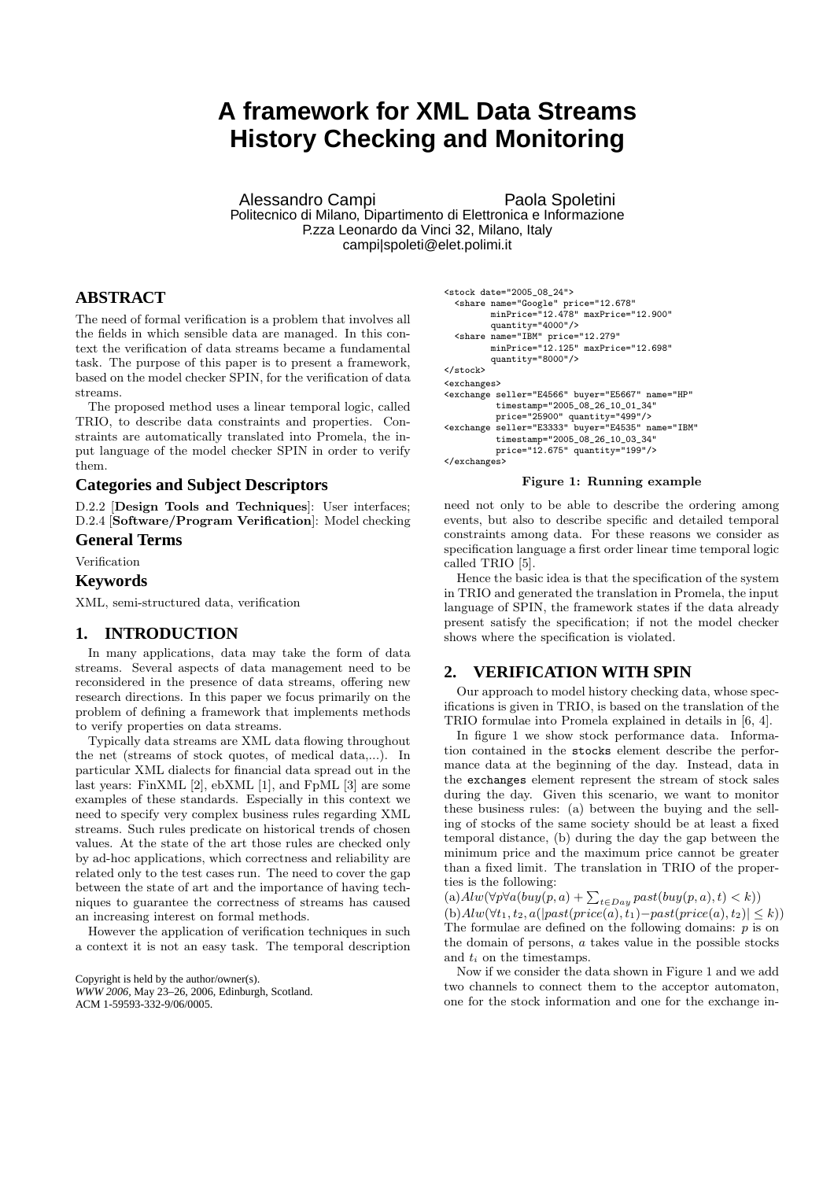# A framework for XML Data Streams History Checking and Monitoring

Alessandro Campi  Paola Spoletini
Politecnico di Milano, Dipartimento di Elettronica e Informazione
P.zza Leonardo da Vinci 32, Milano, Italy
campi|spoleti@elet.polimi.it

## ABSTRACT

The need of formal verification is a problem that involves all the fields in which sensible data are managed. In this context the verification of data streams became a fundamental task. The purpose of this paper is to present a framework, based on the model checker SPIN, for the verification of data streams.

The proposed method uses a linear temporal logic, called TRIO, to describe data constraints and properties. Constraints are automatically translated into Promela, the input language of the model checker SPIN in order to verify them.

### Categories and Subject Descriptors

D.2.2 [**Design Tools and Techniques**]: User interfaces; D.2.4 [**Software/Program Verification**]: Model checking

### General Terms

Verification

### Keywords

XML, semi-structured data, verification

## 1. INTRODUCTION

In many applications, data may take the form of data streams. Several aspects of data management need to be reconsidered in the presence of data streams, offering new research directions. In this paper we focus primarily on the problem of defining a framework that implements methods to verify properties on data streams.

Typically data streams are XML data flowing throughout the net (streams of stock quotes, of medical data,...). In particular XML dialects for financial data spread out in the last years: FinXML [2], ebXML [1], and FpML [3] are some examples of these standards. Especially in this context we need to specify very complex business rules regarding XML streams. Such rules predicate on historical trends of chosen values. At the state of the art those rules are checked only by ad-hoc applications, which correctness and reliability are related only to the test cases run. The need to cover the gap between the state of art and the importance of having techniques to guarantee the correctness of streams has caused an increasing interest on formal methods.

However the application of verification techniques in such a context it is not an easy task. The temporal description need not only to be able to describe the ordering among events, but also to describe specific and detailed temporal constraints among data. For these reasons we consider as specification language a first order linear time temporal logic called TRIO [5].

Hence the basic idea is that the specification of the system in TRIO and generated the translation in Promela, the input language of SPIN, the framework states if the data already present satisfy the specification; if not the model checker shows where the specification is violated.

```
<stock date="2005_08_24">
  <share name="Google" price="12.678"
         minPrice="12.478" maxPrice="12.900"
         quantity="4000"/>
  <share name="IBM" price="12.279"
         minPrice="12.125" maxPrice="12.698"
         quantity="8000"/>
</stock>
<exchanges>
<exchange seller="E4566" buyer="E5667" name="HP"
          timestamp="2005_08_26_10_01_34"
          price="25900" quantity="499"/>
<exchange seller="E3333" buyer="E4535" name="IBM"
          timestamp="2005_08_26_10_03_34"
          price="12.675" quantity="199"/>
</exchanges>
```

**Figure 1: Running example**

## 2. VERIFICATION WITH SPIN

Our approach to model history checking data, whose specifications is given in TRIO, is based on the translation of the TRIO formulae into Promela explained in details in [6, 4].

In figure 1 we show stock performance data. Information contained in the `stocks` element describe the performance data at the beginning of the day. Instead, data in the `exchanges` element represent the stream of stock sales during the day. Given this scenario, we want to monitor these business rules: (a) between the buying and the selling of stocks of the same society should be at least a fixed temporal distance, (b) during the day the gap between the minimum price and the maximum price cannot be greater than a fixed limit. The translation in TRIO of the properties is the following:

(a)$Alw(\forall p \forall a(buy(p, a) + \sum_{t \in Day} past(buy(p, a), t) < k))$

(b)$Alw(\forall t_1, t_2, a(|past(price(a), t_1) - past(price(a), t_2)| \leq k))$

The formulae are defined on the following domains: $p$ is on the domain of persons, $a$ takes value in the possible stocks and $t_i$ on the timestamps.

Now if we consider the data shown in Figure 1 and we add two channels to connect them to the acceptor automaton, one for the stock information and one for the exchange in-

Copyright is held by the author/owner(s).
*WWW 2006*, May 23–26, 2006, Edinburgh, Scotland.
ACM 1-59593-332-9/06/0005.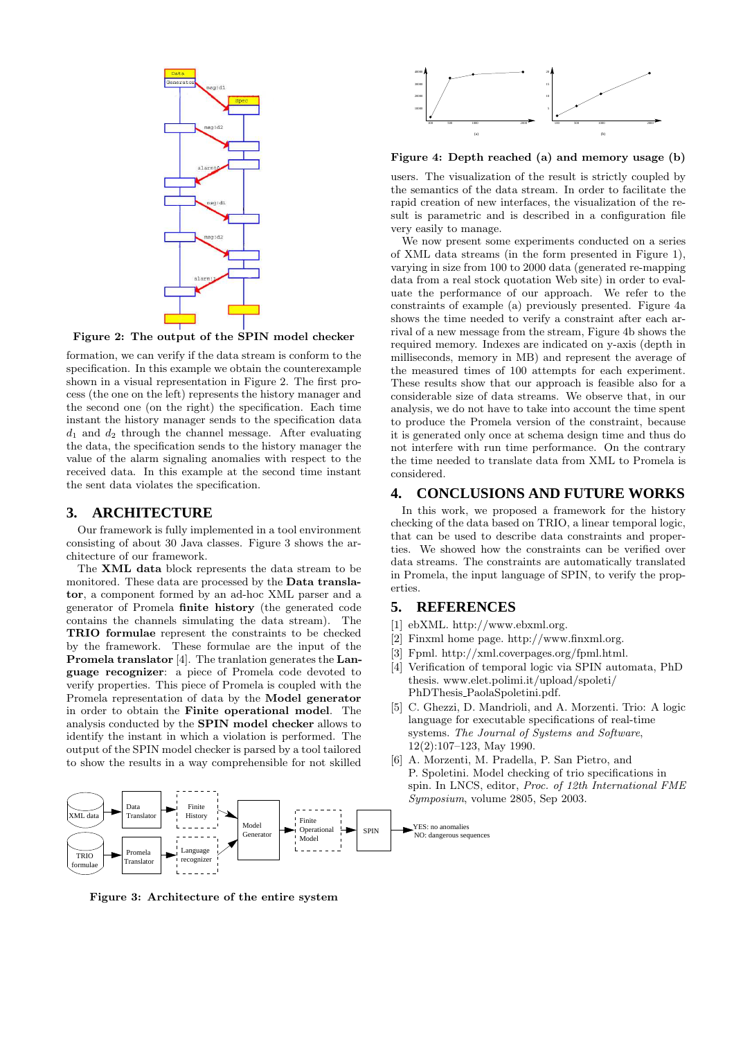Data Generator

msg:d1

Spec

msg:d2

alarm:0

msg:d1

msg:d2

alarm:1

**Figure 2: The output of the SPIN model checker**

formation, we can verify if the data stream is conform to the specification. In this example we obtain the counterexample shown in a visual representation in Figure 2. The first process (the one on the left) represents the history manager and the second one (on the right) the specification. Each time instant the history manager sends to the specification data $d_1$ and $d_2$ through the channel message. After evaluating the data, the specification sends to the history manager the value of the alarm signaling anomalies with respect to the received data. In this example at the second time instant the sent data violates the specification.

## 3. ARCHITECTURE

Our framework is fully implemented in a tool environment consisting of about 30 Java classes. Figure 3 shows the architecture of our framework.

The **XML data** block represents the data stream to be monitored. These data are processed by the **Data translator**, a component formed by an ad-hoc XML parser and a generator of Promela **finite history** (the generated code contains the channels simulating the data stream). The **TRIO formulae** represent the constraints to be checked by the framework. These formulae are the input of the **Promela translator** [4]. The tranlation generates the **Language recognizer**: a piece of Promela code devoted to verify properties. This piece of Promela is coupled with the Promela representation of data by the **Model generator** in order to obtain the **Finite operational model**. The analysis conducted by the **SPIN model checker** allows to identify the instant in which a violation is performed. The output of the SPIN model checker is parsed by a tool tailored to show the results in a way comprehensible for not skilled users. The visualization of the result is strictly coupled by the semantics of the data stream. In order to facilitate the rapid creation of new interfaces, the visualization of the result is parametric and is described in a configuration file very easily to manage.

XML data

Data Translator

Finite History

TRIO formulae

Promela Translator

Language recognizer

Model Generator

Finite Operational Model

SPIN

YES: no anomalies
NO: dangerous sequences

**Figure 3: Architecture of the entire system**

(a)

(b)

**Figure 4: Depth reached (a) and memory usage (b)**

We now present some experiments conducted on a series of XML data streams (in the form presented in Figure 1), varying in size from 100 to 2000 data (generated re-mapping data from a real stock quotation Web site) in order to evaluate the performance of our approach. We refer to the constraints of example (a) previously presented. Figure 4a shows the time needed to verify a constraint after each arrival of a new message from the stream, Figure 4b shows the required memory. Indexes are indicated on y-axis (depth in milliseconds, memory in MB) and represent the average of the measured times of 100 attempts for each experiment. These results show that our approach is feasible also for a considerable size of data streams. We observe that, in our analysis, we do not have to take into account the time spent to produce the Promela version of the constraint, because it is generated only once at schema design time and thus do not interfere with run time performance. On the contrary the time needed to translate data from XML to Promela is considered.

## 4. CONCLUSIONS AND FUTURE WORKS

In this work, we proposed a framework for the history checking of the data based on TRIO, a linear temporal logic, that can be used to describe data constraints and properties. We showed how the constraints can be verified over data streams. The constraints are automatically translated in Promela, the input language of SPIN, to verify the properties.

## 5. REFERENCES

[1] ebXML. http://www.ebxml.org.

[2] Finxml home page. http://www.finxml.org.

[3] Fpml. http://xml.coverpages.org/fpml.html.

[4] Verification of temporal logic via SPIN automata, PhD thesis. www.elet.polimi.it/upload/spoleti/PhDThesis_PaolaSpoletini.pdf.

[5] C. Ghezzi, D. Mandrioli, and A. Morzenti. Trio: A logic language for executable specifications of real-time systems. *The Journal of Systems and Software*, 12(2):107–123, May 1990.

[6] A. Morzenti, M. Pradella, P. San Pietro, and P. Spoletini. Model checking of trio specifications in spin. In LNCS, editor, *Proc. of 12th International FME Symposium*, volume 2805, Sep 2003.